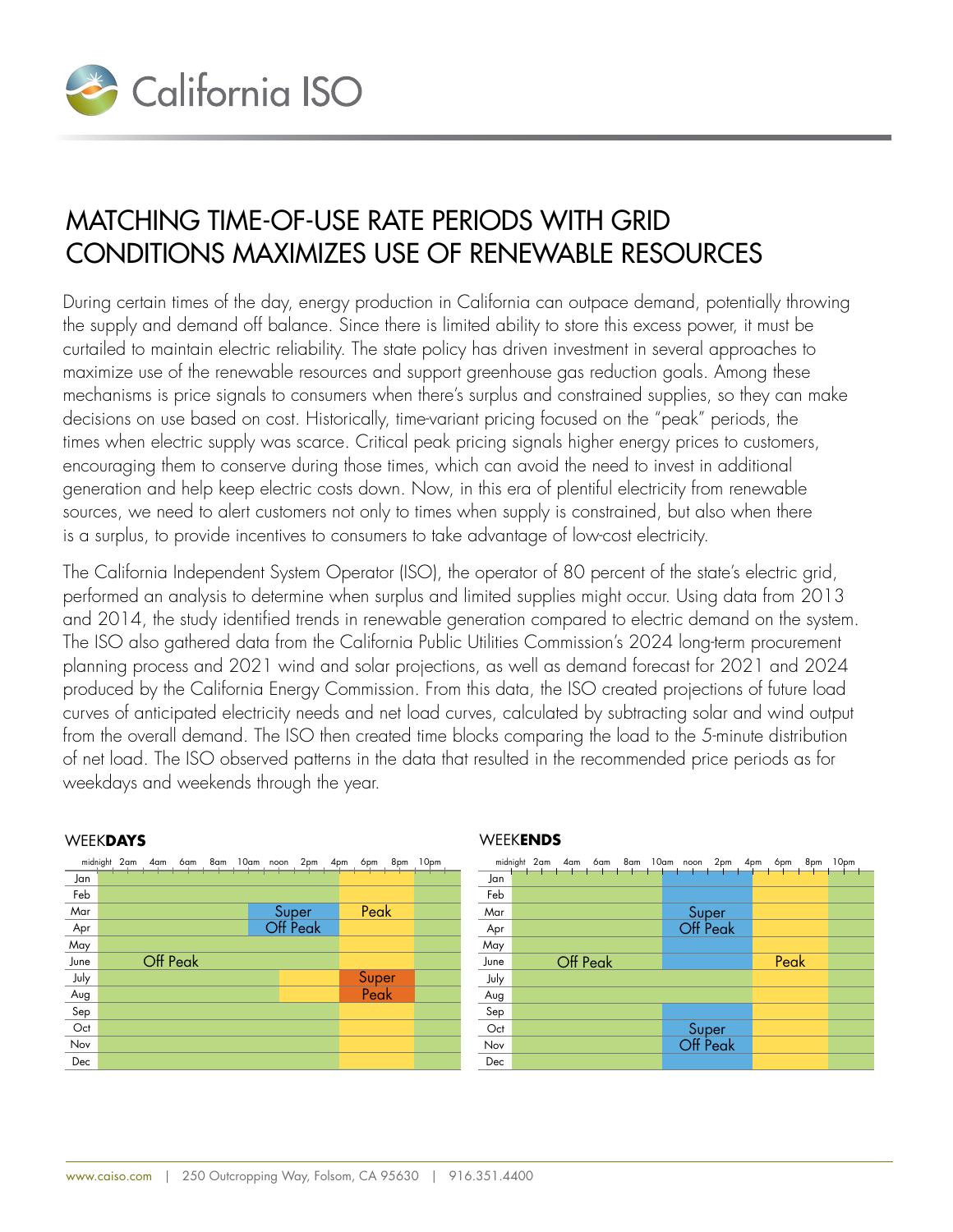# MATCHING TIME-OF-USE RATE PERIODS WITH GRID CONDITIONS MAXIMIZES USE OF RENEWABLE RESOURCES

During certain times of the day, energy production in California can outpace demand, potentially throwing the supply and demand off balance. Since there is limited ability to store this excess power, it must be curtailed to maintain electric reliability. The state policy has driven investment in several approaches to maximize use of the renewable resources and support greenhouse gas reduction goals. Among these mechanisms is price signals to consumers when there's surplus and constrained supplies, so they can make decisions on use based on cost. Historically, time-variant pricing focused on the "peak" periods, the times when electric supply was scarce. Critical peak pricing signals higher energy prices to customers, encouraging them to conserve during those times, which can avoid the need to invest in additional generation and help keep electric costs down. Now, in this era of plentiful electricity from renewable sources, we need to alert customers not only to times when supply is constrained, but also when there is a surplus, to provide incentives to consumers to take advantage of low-cost electricity.

The California Independent System Operator (ISO), the operator of 80 percent of the state's electric grid, performed an analysis to determine when surplus and limited supplies might occur. Using data from 2013 and 2014, the study identified trends in renewable generation compared to electric demand on the system. The ISO also gathered data from the California Public Utilities Commission's 2024 long-term procurement planning process and 2021 wind and solar projections, as well as demand forecast for 2021 and 2024 produced by the California Energy Commission. From this data, the ISO created projections of future load curves of anticipated electricity needs and net load curves, calculated by subtracting solar and wind output from the overall demand. The ISO then created time blocks comparing the load to the 5-minute distribution of net load. The ISO observed patterns in the data that resulted in the recommended price periods as for weekdays and weekends through the year.

**WEEKDAYS**

| Month | Off Peak | Super Off Peak | Peak | Super Peak |
|---|---|---|---|---|
| Jan | midnight–4pm, 9pm–midnight | | 4pm–9pm | |
| Feb | midnight–4pm, 9pm–midnight | | 4pm–9pm | |
| Mar | midnight–10am, 2pm–4pm, 9pm–midnight | 10am–2pm | 4pm–9pm | |
| Apr | midnight–10am, 2pm–4pm, 9pm–midnight | 10am–2pm | 4pm–9pm | |
| May | midnight–4pm, 9pm–midnight | | 4pm–9pm | |
| June | midnight–4pm, 9pm–midnight | | 4pm–9pm | |
| July | midnight–2pm, 9pm–midnight | | 2pm–4pm | 4pm–9pm |
| Aug | midnight–2pm, 9pm–midnight | | 2pm–4pm | 4pm–9pm |
| Sep | midnight–4pm, 9pm–midnight | | 4pm–9pm | |
| Oct | midnight–4pm, 9pm–midnight | | 4pm–9pm | |
| Nov | midnight–4pm, 9pm–midnight | | 4pm–9pm | |
| Dec | midnight–4pm, 9pm–midnight | | 4pm–9pm | |

**WEEKENDS**

| Month | Off Peak | Super Off Peak | Peak |
|---|---|---|---|
| Jan | midnight–10am, 9pm–midnight | 10am–4pm | 4pm–9pm |
| Feb | midnight–10am, 9pm–midnight | 10am–4pm | 4pm–9pm |
| Mar | midnight–10am, 9pm–midnight | 10am–4pm | 4pm–9pm |
| Apr | midnight–10am, 9pm–midnight | 10am–4pm | 4pm–9pm |
| May | midnight–10am, 9pm–midnight | 10am–4pm | 4pm–9pm |
| June | midnight–10am, 9pm–midnight | 10am–4pm | 4pm–9pm |
| July | midnight–10am, 9pm–midnight | | 10am–9pm |
| Aug | midnight–10am, 9pm–midnight | | 10am–9pm |
| Sep | midnight–10am, 9pm–midnight | 10am–4pm | 4pm–9pm |
| Oct | midnight–10am, 9pm–midnight | 10am–4pm | 4pm–9pm |
| Nov | midnight–10am, 9pm–midnight | 10am–4pm | 4pm–9pm |
| Dec | midnight–10am, 9pm–midnight | 10am–4pm | 4pm–9pm |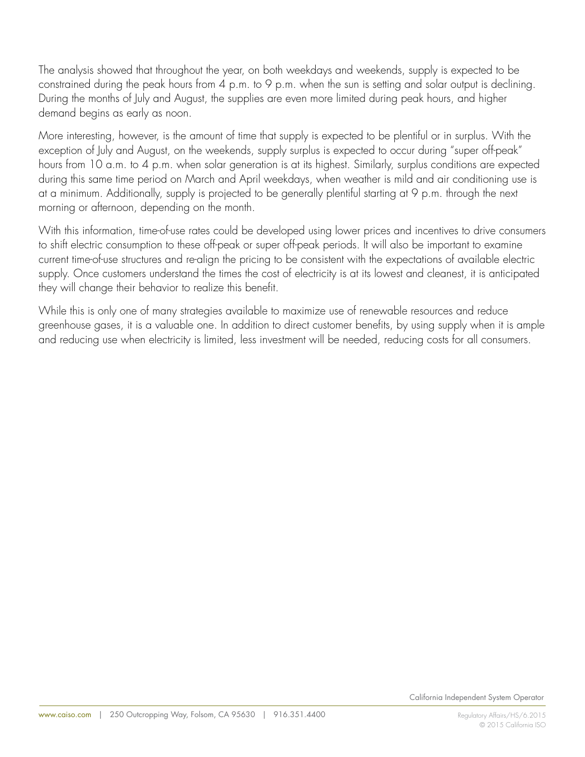The analysis showed that throughout the year, on both weekdays and weekends, supply is expected to be constrained during the peak hours from 4 p.m. to 9 p.m. when the sun is setting and solar output is declining. During the months of July and August, the supplies are even more limited during peak hours, and higher demand begins as early as noon.

More interesting, however, is the amount of time that supply is expected to be plentiful or in surplus. With the exception of July and August, on the weekends, supply surplus is expected to occur during "super off-peak" hours from 10 a.m. to 4 p.m. when solar generation is at its highest. Similarly, surplus conditions are expected during this same time period on March and April weekdays, when weather is mild and air conditioning use is at a minimum. Additionally, supply is projected to be generally plentiful starting at 9 p.m. through the next morning or afternoon, depending on the month.

With this information, time-of-use rates could be developed using lower prices and incentives to drive consumers to shift electric consumption to these off-peak or super off-peak periods. It will also be important to examine current time-of-use structures and re-align the pricing to be consistent with the expectations of available electric supply. Once customers understand the times the cost of electricity is at its lowest and cleanest, it is anticipated they will change their behavior to realize this benefit.

While this is only one of many strategies available to maximize use of renewable resources and reduce greenhouse gases, it is a valuable one. In addition to direct customer benefits, by using supply when it is ample and reducing use when electricity is limited, less investment will be needed, reducing costs for all consumers.